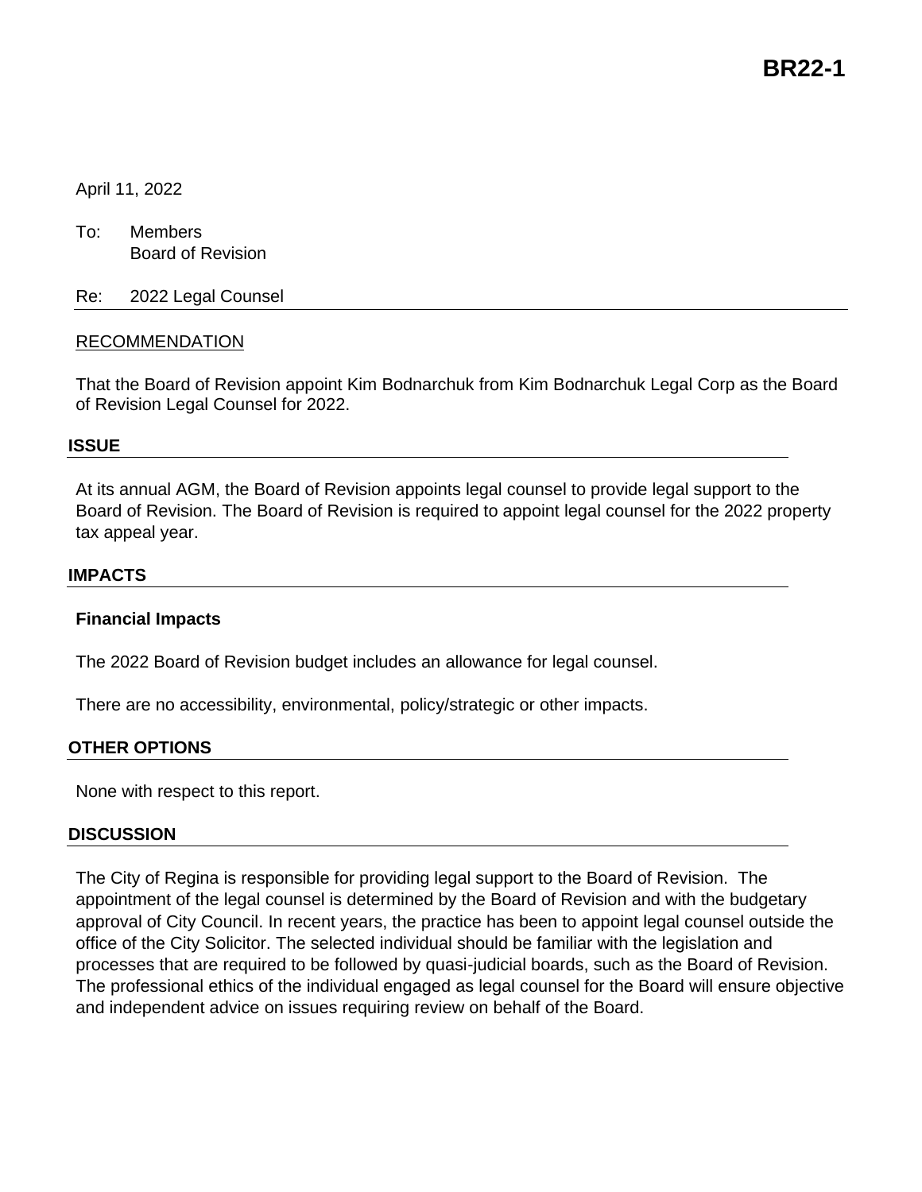# BR22-1

April 11, 2022

To: Members
Board of Revision

Re: 2022 Legal Counsel

RECOMMENDATION

That the Board of Revision appoint Kim Bodnarchuk from Kim Bodnarchuk Legal Corp as the Board of Revision Legal Counsel for 2022.

## ISSUE

At its annual AGM, the Board of Revision appoints legal counsel to provide legal support to the Board of Revision. The Board of Revision is required to appoint legal counsel for the 2022 property tax appeal year.

## IMPACTS

### Financial Impacts

The 2022 Board of Revision budget includes an allowance for legal counsel.

There are no accessibility, environmental, policy/strategic or other impacts.

## OTHER OPTIONS

None with respect to this report.

## DISCUSSION

The City of Regina is responsible for providing legal support to the Board of Revision. The appointment of the legal counsel is determined by the Board of Revision and with the budgetary approval of City Council. In recent years, the practice has been to appoint legal counsel outside the office of the City Solicitor. The selected individual should be familiar with the legislation and processes that are required to be followed by quasi-judicial boards, such as the Board of Revision. The professional ethics of the individual engaged as legal counsel for the Board will ensure objective and independent advice on issues requiring review on behalf of the Board.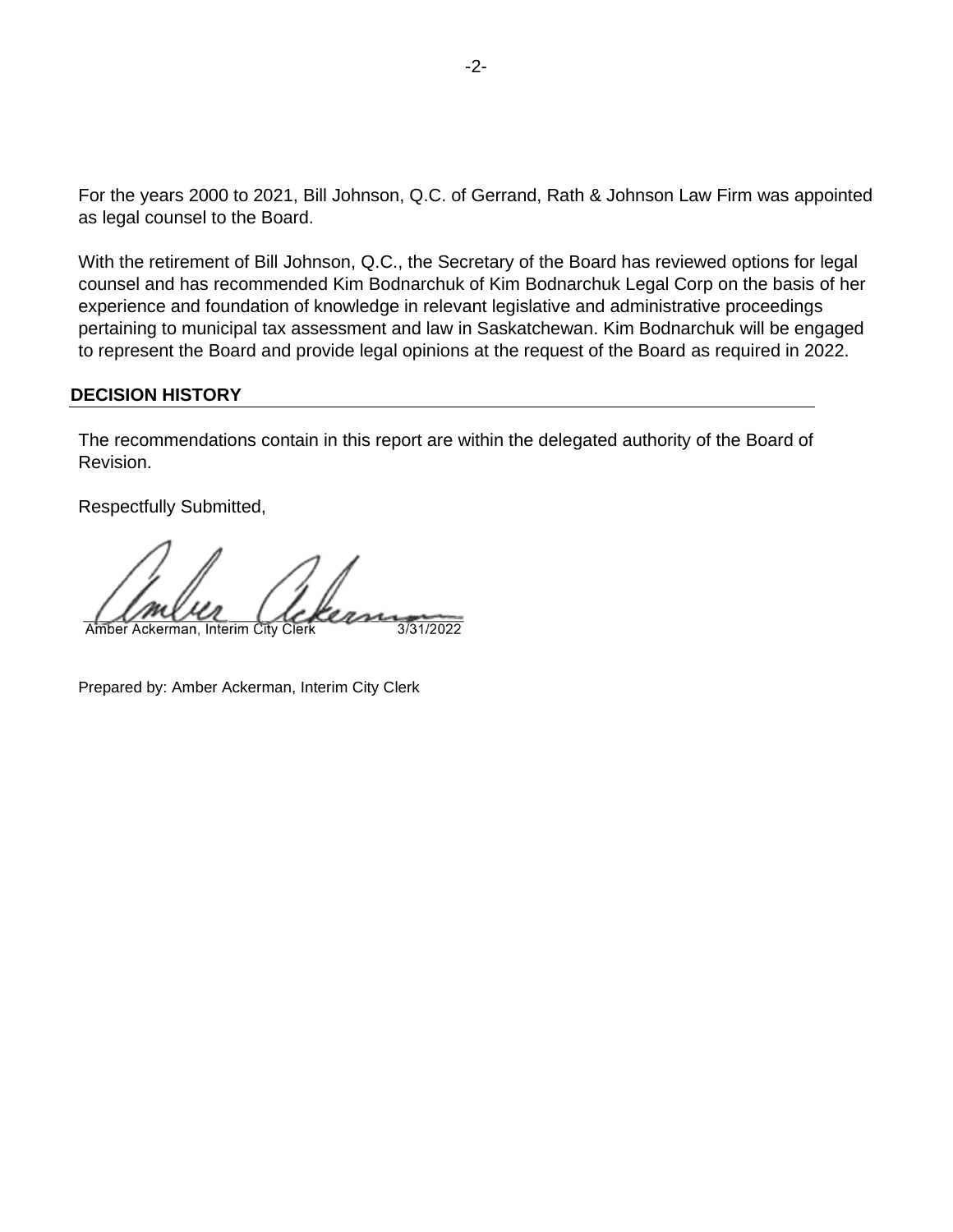For the years 2000 to 2021, Bill Johnson, Q.C. of Gerrand, Rath & Johnson Law Firm was appointed as legal counsel to the Board.

With the retirement of Bill Johnson, Q.C., the Secretary of the Board has reviewed options for legal counsel and has recommended Kim Bodnarchuk of Kim Bodnarchuk Legal Corp on the basis of her experience and foundation of knowledge in relevant legislative and administrative proceedings pertaining to municipal tax assessment and law in Saskatchewan. Kim Bodnarchuk will be engaged to represent the Board and provide legal opinions at the request of the Board as required in 2022.

## DECISION HISTORY

The recommendations contain in this report are within the delegated authority of the Board of Revision.

Respectfully Submitted,

Amber Ackerman, Interim City Clerk 3/31/2022

Prepared by: Amber Ackerman, Interim City Clerk